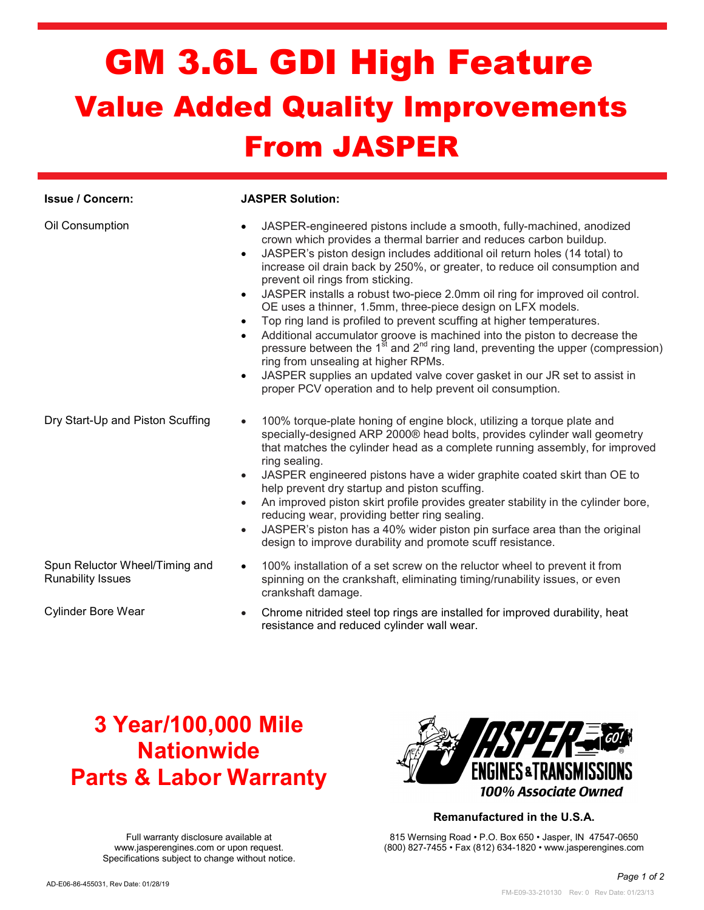# GM 3.6L GDI High Feature

## Value Added Quality Improvements From JASPER

| Issue / Concern: | JASPER Solution: |
|---|---|
| Oil Consumption | • JASPER-engineered pistons include a smooth, fully-machined, anodized crown which provides a thermal barrier and reduces carbon buildup.<br>• JASPER's piston design includes additional oil return holes (14 total) to increase oil drain back by 250%, or greater, to reduce oil consumption and prevent oil rings from sticking.<br>• JASPER installs a robust two-piece 2.0mm oil ring for improved oil control. OE uses a thinner, 1.5mm, three-piece design on LFX models.<br>• Top ring land is profiled to prevent scuffing at higher temperatures.<br>• Additional accumulator groove is machined into the piston to decrease the pressure between the 1st and 2nd ring land, preventing the upper (compression) ring from unsealing at higher RPMs.<br>• JASPER supplies an updated valve cover gasket in our JR set to assist in proper PCV operation and to help prevent oil consumption. |
| Dry Start-Up and Piston Scuffing | • 100% torque-plate honing of engine block, utilizing a torque plate and specially-designed ARP 2000® head bolts, provides cylinder wall geometry that matches the cylinder head as a complete running assembly, for improved ring sealing.<br>• JASPER engineered pistons have a wider graphite coated skirt than OE to help prevent dry startup and piston scuffing.<br>• An improved piston skirt profile provides greater stability in the cylinder bore, reducing wear, providing better ring sealing.<br>• JASPER's piston has a 40% wider piston pin surface area than the original design to improve durability and promote scuff resistance. |
| Spun Reluctor Wheel/Timing and Runability Issues | • 100% installation of a set screw on the reluctor wheel to prevent it from spinning on the crankshaft, eliminating timing/runability issues, or even crankshaft damage. |
| Cylinder Bore Wear | • Chrome nitrided steel top rings are installed for improved durability, heat resistance and reduced cylinder wall wear. |

## 3 Year/100,000 Mile Nationwide Parts & Labor Warranty

Full warranty disclosure available at www.jasperengines.com or upon request.
Specifications subject to change without notice.

JASPER ENGINES & TRANSMISSIONS
*100% Associate Owned*

**Remanufactured in the U.S.A.**

815 Wernsing Road • P.O. Box 650 • Jasper, IN 47547-0650
(800) 827-7455 • Fax (812) 634-1820 • www.jasperengines.com

AD-E06-86-455031, Rev Date: 01/28/19

FM-E09-33-210130 Rev: 0 Rev Date: 01/23/13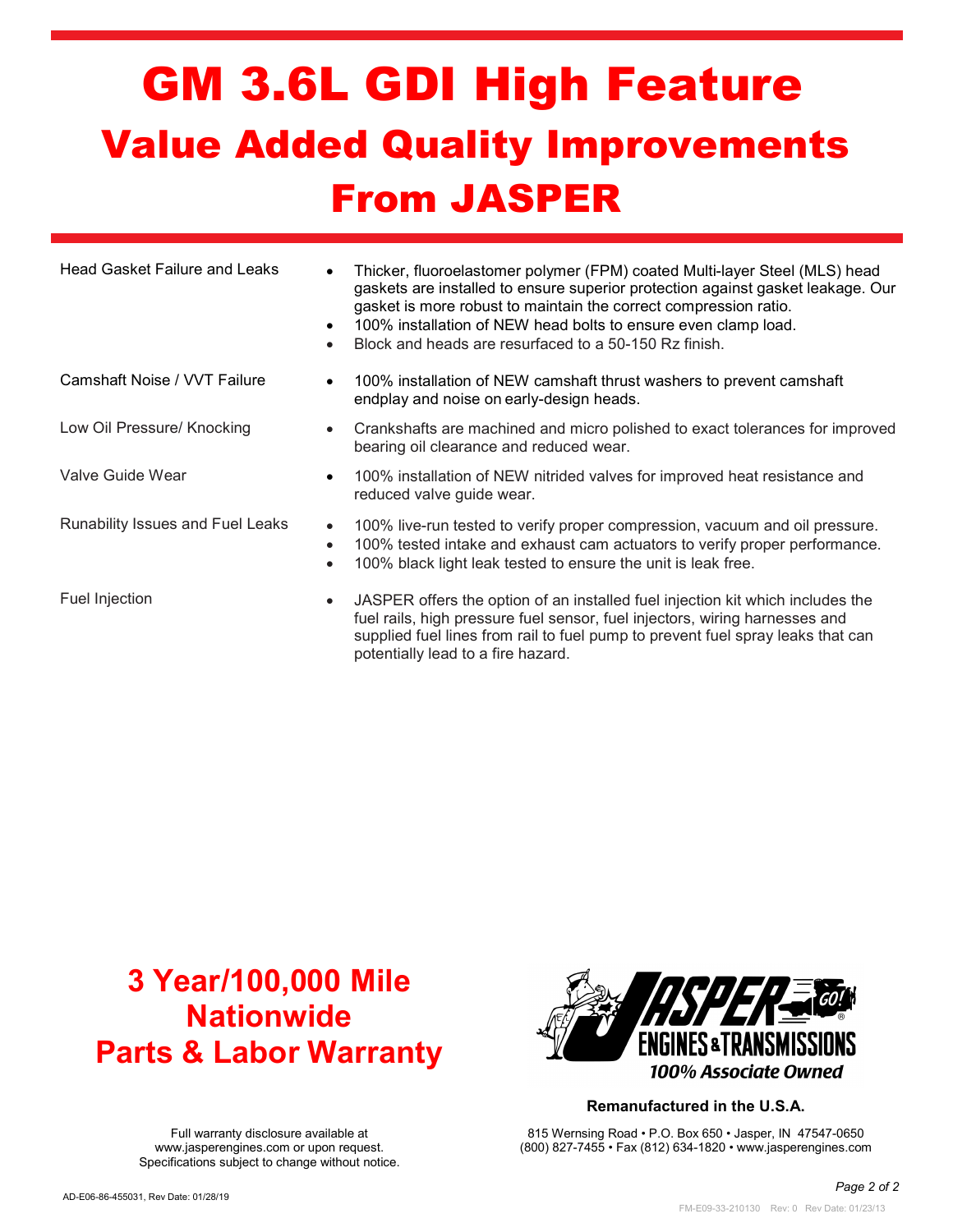# GM 3.6L GDI High Feature

## Value Added Quality Improvements From JASPER

| | |
|---|---|
| Head Gasket Failure and Leaks | • Thicker, fluoroelastomer polymer (FPM) coated Multi-layer Steel (MLS) head gaskets are installed to ensure superior protection against gasket leakage. Our gasket is more robust to maintain the correct compression ratio.<br>• 100% installation of NEW head bolts to ensure even clamp load.<br>• Block and heads are resurfaced to a 50-150 Rz finish. |
| Camshaft Noise / VVT Failure | • 100% installation of NEW camshaft thrust washers to prevent camshaft endplay and noise on early-design heads. |
| Low Oil Pressure/ Knocking | • Crankshafts are machined and micro polished to exact tolerances for improved bearing oil clearance and reduced wear. |
| Valve Guide Wear | • 100% installation of NEW nitrided valves for improved heat resistance and reduced valve guide wear. |
| Runability Issues and Fuel Leaks | • 100% live-run tested to verify proper compression, vacuum and oil pressure.<br>• 100% tested intake and exhaust cam actuators to verify proper performance.<br>• 100% black light leak tested to ensure the unit is leak free. |
| Fuel Injection | • JASPER offers the option of an installed fuel injection kit which includes the fuel rails, high pressure fuel sensor, fuel injectors, wiring harnesses and supplied fuel lines from rail to fuel pump to prevent fuel spray leaks that can potentially lead to a fire hazard. |

## 3 Year/100,000 Mile Nationwide Parts & Labor Warranty

Full warranty disclosure available at www.jasperengines.com or upon request.
Specifications subject to change without notice.

JASPER ENGINES & TRANSMISSIONS GO!
100% Associate Owned

**Remanufactured in the U.S.A.**

815 Wernsing Road • P.O. Box 650 • Jasper, IN 47547-0650
(800) 827-7455 • Fax (812) 634-1820 • www.jasperengines.com

AD-E06-86-455031, Rev Date: 01/28/19

FM-E09-33-210130 Rev: 0 Rev Date: 01/23/13